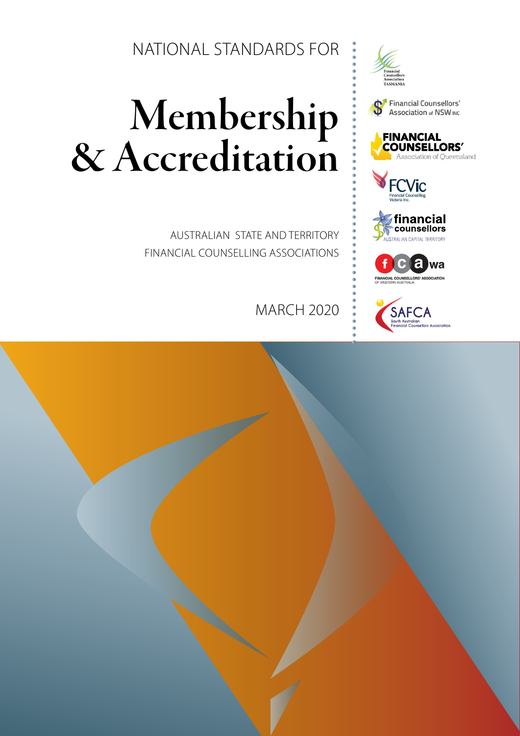NATIONAL STANDARDS FOR

# Membership & Accreditation

AUSTRALIAN STATE AND TERRITORY FINANCIAL COUNSELLING ASSOCIATIONS

MARCH 2020

Financial Counsellors Association TASMANIA

Financial Counsellors' Association of NSW INC

FINANCIAL COUNSELLORS' Association of Queensland

FCVic Financial Counselling Victoria Inc.

financial counsellors AUSTRALIAN CAPITAL TERRITORY

fcawa FINANCIAL COUNSELLORS' ASSOCIATION OF WESTERN AUSTRALIA

SAFCA South Australian Financial Counsellors Association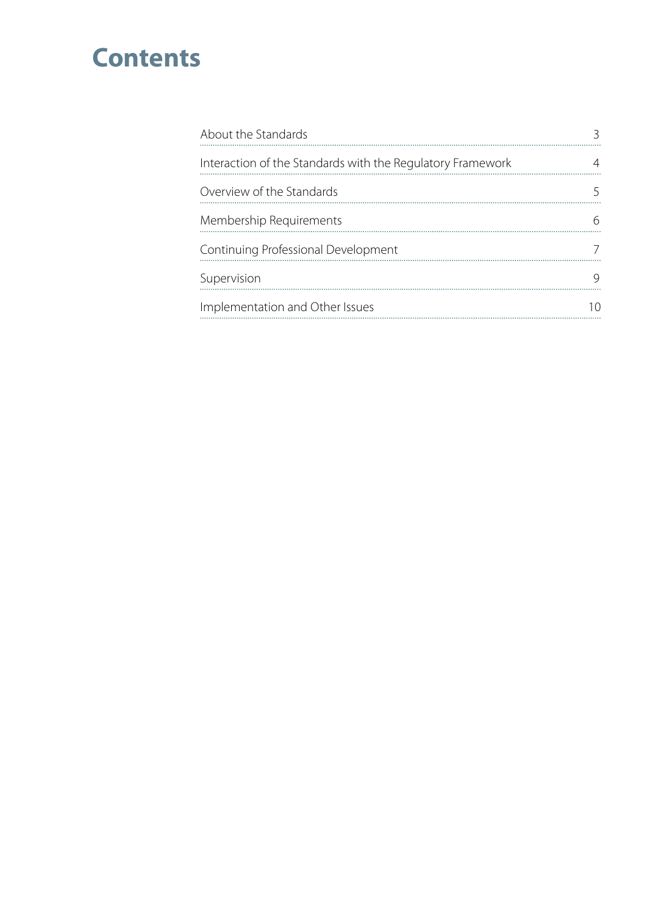# Contents

| | |
|---|---|
| About the Standards | 3 |
| Interaction of the Standards with the Regulatory Framework | 4 |
| Overview of the Standards | 5 |
| Membership Requirements | 6 |
| Continuing Professional Development | 7 |
| Supervision | 9 |
| Implementation and Other Issues | 10 |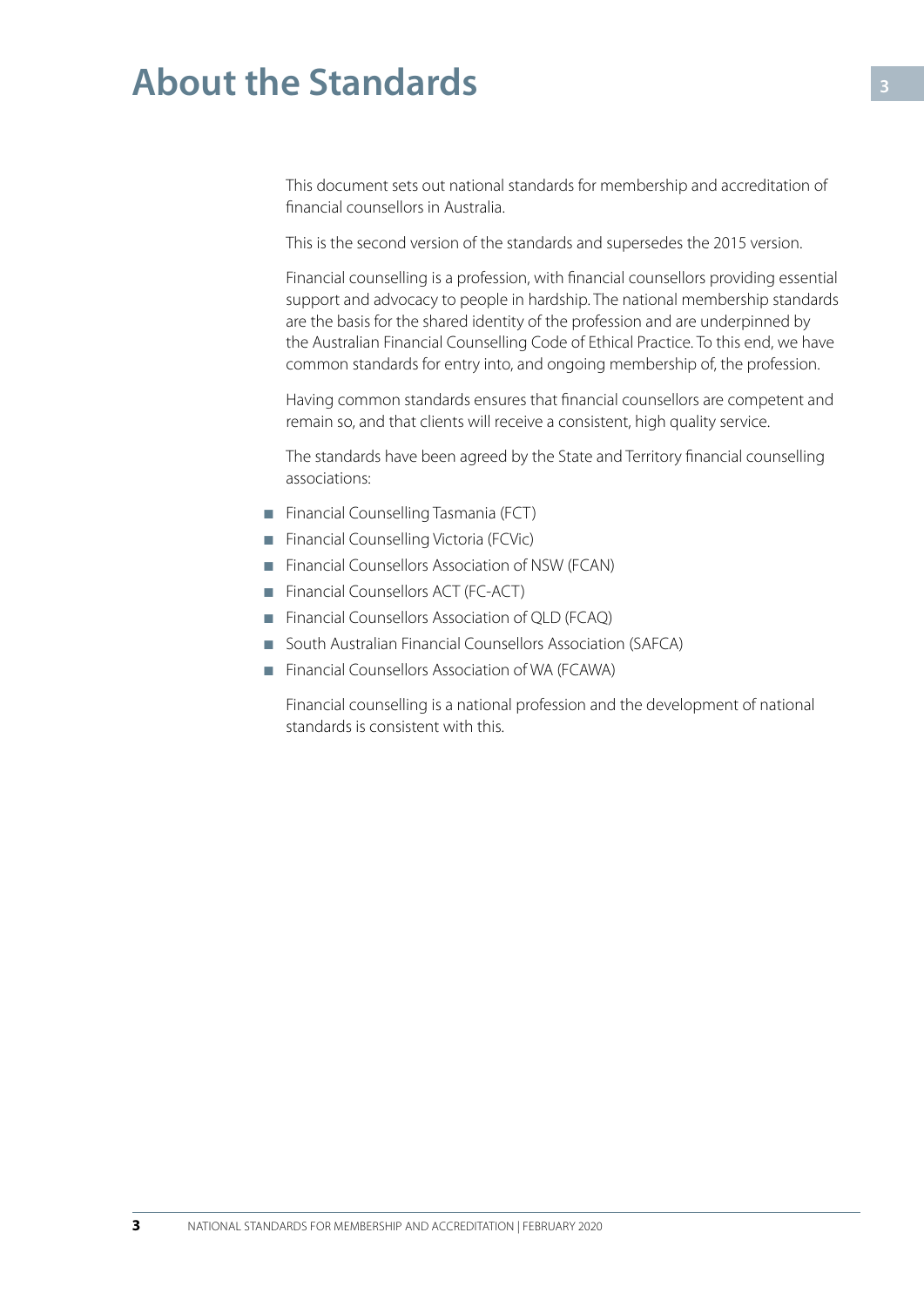# About the Standards

This document sets out national standards for membership and accreditation of financial counsellors in Australia.

This is the second version of the standards and supersedes the 2015 version.

Financial counselling is a profession, with financial counsellors providing essential support and advocacy to people in hardship. The national membership standards are the basis for the shared identity of the profession and are underpinned by the Australian Financial Counselling Code of Ethical Practice. To this end, we have common standards for entry into, and ongoing membership of, the profession.

Having common standards ensures that financial counsellors are competent and remain so, and that clients will receive a consistent, high quality service.

The standards have been agreed by the State and Territory financial counselling associations:

- Financial Counselling Tasmania (FCT)
- Financial Counselling Victoria (FCVic)
- Financial Counsellors Association of NSW (FCAN)
- Financial Counsellors ACT (FC-ACT)
- Financial Counsellors Association of QLD (FCAQ)
- South Australian Financial Counsellors Association (SAFCA)
- Financial Counsellors Association of WA (FCAWA)

Financial counselling is a national profession and the development of national standards is consistent with this.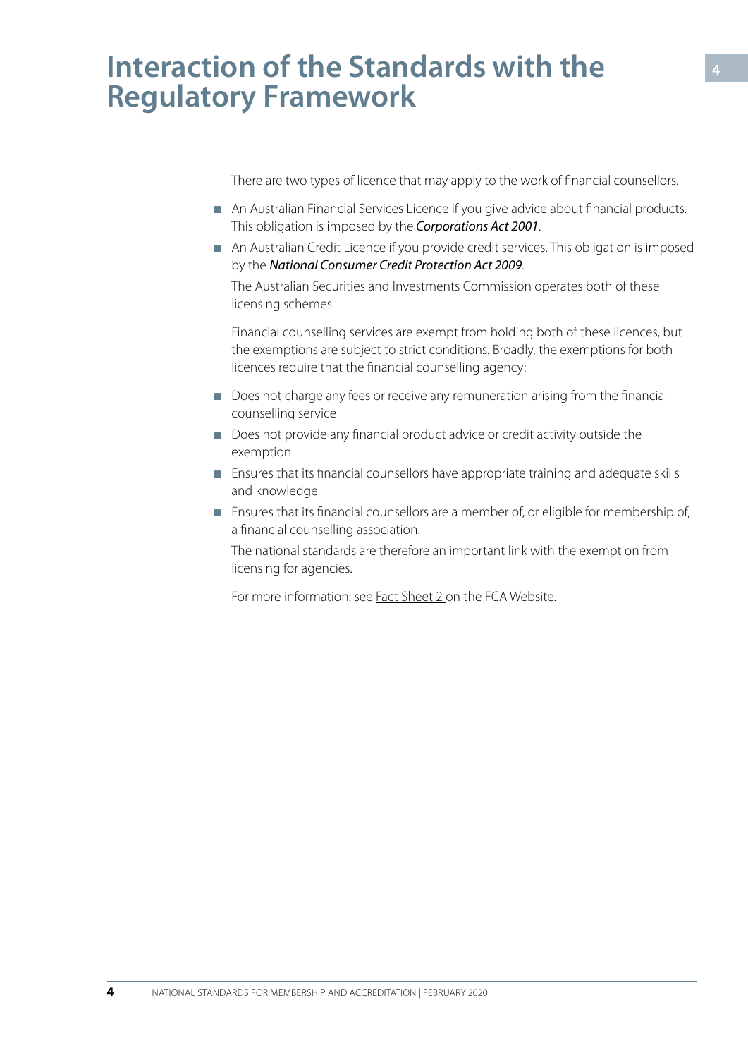# Interaction of the Standards with the Regulatory Framework

There are two types of licence that may apply to the work of financial counsellors.

- An Australian Financial Services Licence if you give advice about financial products. This obligation is imposed by the ***Corporations Act 2001***.
- An Australian Credit Licence if you provide credit services. This obligation is imposed by the ***National Consumer Credit Protection Act 2009***.

  The Australian Securities and Investments Commission operates both of these licensing schemes.

  Financial counselling services are exempt from holding both of these licences, but the exemptions are subject to strict conditions. Broadly, the exemptions for both licences require that the financial counselling agency:

- Does not charge any fees or receive any remuneration arising from the financial counselling service
- Does not provide any financial product advice or credit activity outside the exemption
- Ensures that its financial counsellors have appropriate training and adequate skills and knowledge
- Ensures that its financial counsellors are a member of, or eligible for membership of, a financial counselling association.

  The national standards are therefore an important link with the exemption from licensing for agencies.

  For more information: see Fact Sheet 2 on the FCA Website.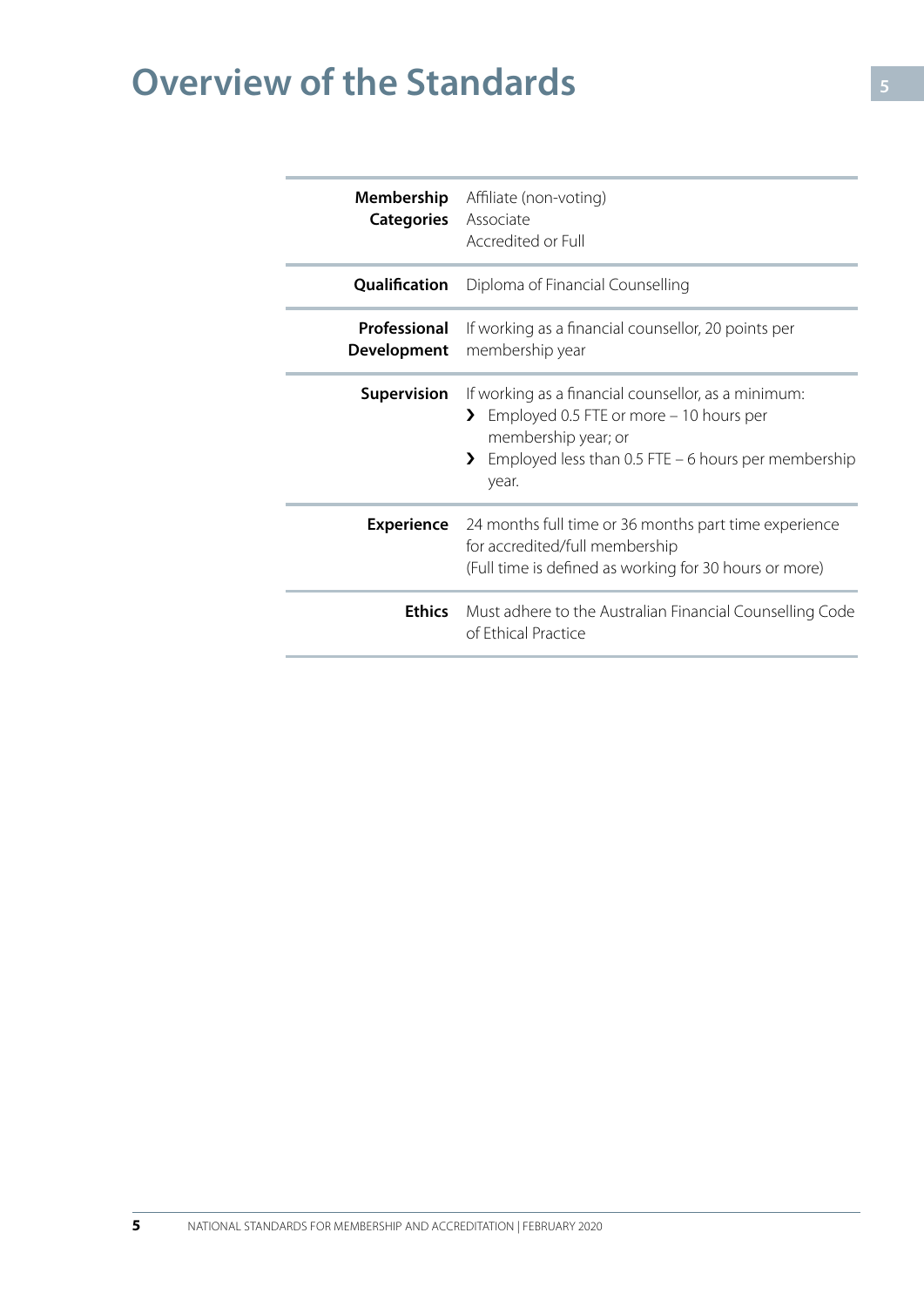# Overview of the Standards

| | |
|---|---|
| **Membership Categories** | Affiliate (non-voting)<br>Associate<br>Accredited or Full |
| **Qualification** | Diploma of Financial Counselling |
| **Professional Development** | If working as a financial counsellor, 20 points per membership year |
| **Supervision** | If working as a financial counsellor, as a minimum:<br>› Employed 0.5 FTE or more – 10 hours per membership year; or<br>› Employed less than 0.5 FTE – 6 hours per membership year. |
| **Experience** | 24 months full time or 36 months part time experience for accredited/full membership<br>(Full time is defined as working for 30 hours or more) |
| **Ethics** | Must adhere to the Australian Financial Counselling Code of Ethical Practice |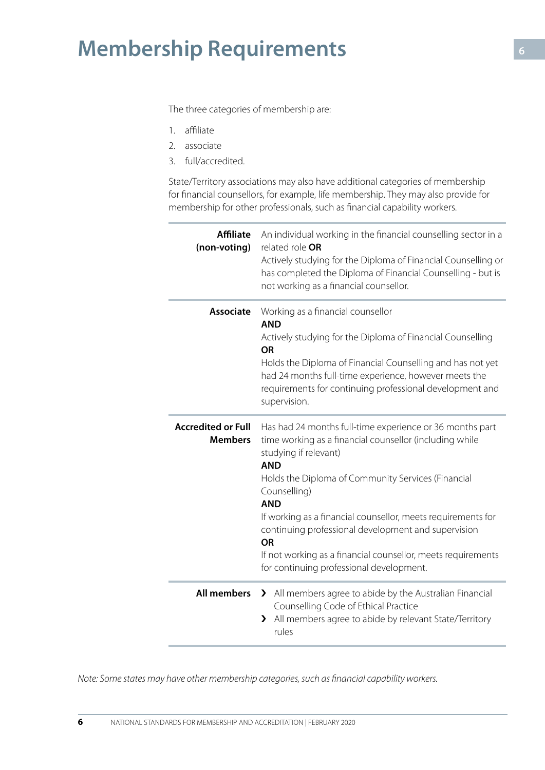# Membership Requirements

The three categories of membership are:

1. affiliate
2. associate
3. full/accredited.

State/Territory associations may also have additional categories of membership for financial counsellors, for example, life membership. They may also provide for membership for other professionals, such as financial capability workers.

| | |
|---|---|
| **Affiliate (non-voting)** | An individual working in the financial counselling sector in a related role **OR**<br>Actively studying for the Diploma of Financial Counselling or has completed the Diploma of Financial Counselling - but is not working as a financial counsellor. |
| **Associate** | Working as a financial counsellor<br>**AND**<br>Actively studying for the Diploma of Financial Counselling<br>**OR**<br>Holds the Diploma of Financial Counselling and has not yet had 24 months full-time experience, however meets the requirements for continuing professional development and supervision. |
| **Accredited or Full Members** | Has had 24 months full-time experience or 36 months part time working as a financial counsellor (including while studying if relevant)<br>**AND**<br>Holds the Diploma of Community Services (Financial Counselling)<br>**AND**<br>If working as a financial counsellor, meets requirements for continuing professional development and supervision<br>**OR**<br>If not working as a financial counsellor, meets requirements for continuing professional development. |
| **All members** | › All members agree to abide by the Australian Financial Counselling Code of Ethical Practice<br>› All members agree to abide by relevant State/Territory rules |

*Note: Some states may have other membership categories, such as financial capability workers.*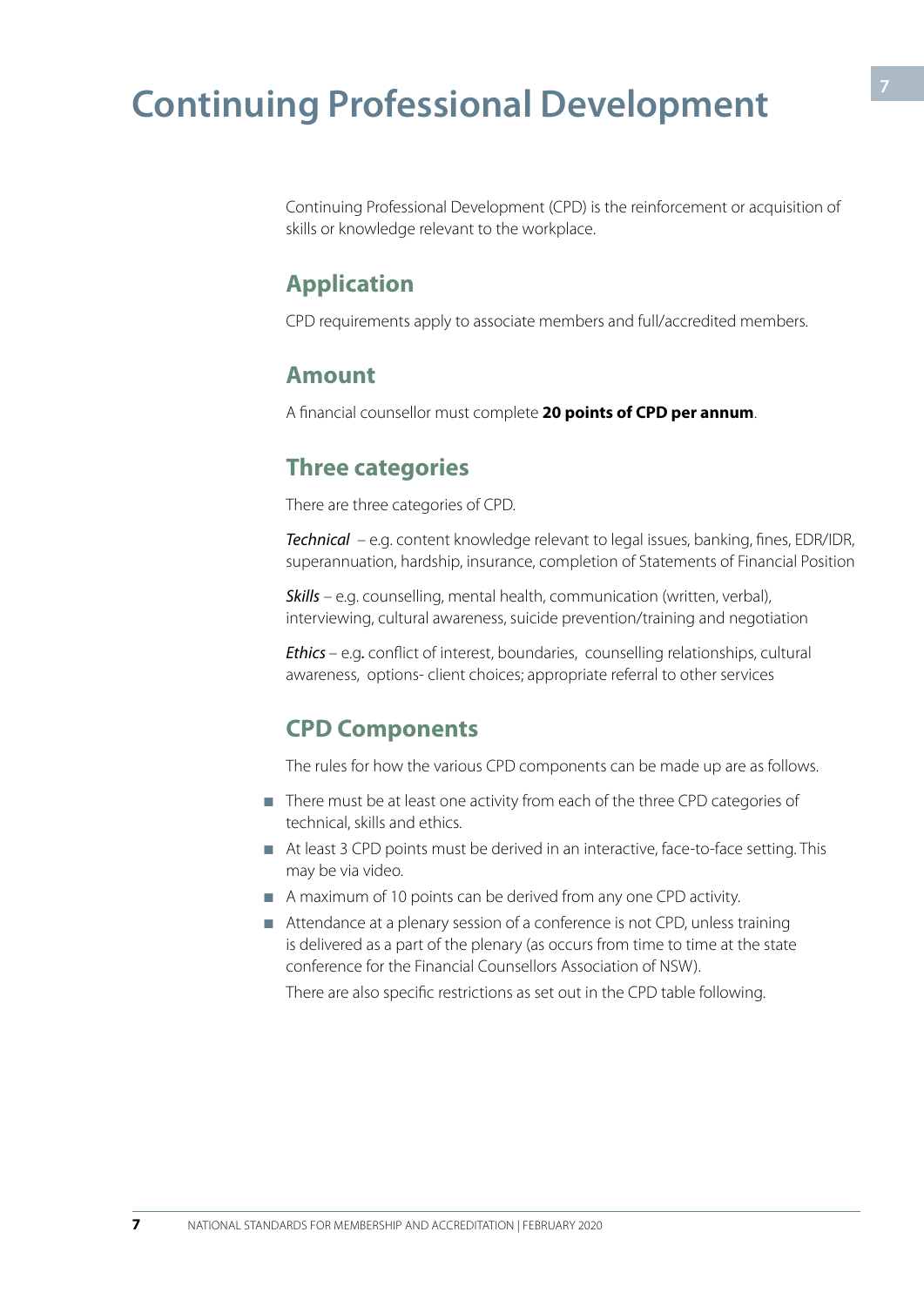# Continuing Professional Development

Continuing Professional Development (CPD) is the reinforcement or acquisition of skills or knowledge relevant to the workplace.

## Application

CPD requirements apply to associate members and full/accredited members.

## Amount

A financial counsellor must complete **20 points of CPD per annum**.

## Three categories

There are three categories of CPD.

*Technical* – e.g. content knowledge relevant to legal issues, banking, fines, EDR/IDR, superannuation, hardship, insurance, completion of Statements of Financial Position

*Skills* – e.g. counselling, mental health, communication (written, verbal), interviewing, cultural awareness, suicide prevention/training and negotiation

*Ethics* – e.g. conflict of interest, boundaries, counselling relationships, cultural awareness, options- client choices; appropriate referral to other services

## CPD Components

The rules for how the various CPD components can be made up are as follows.

- There must be at least one activity from each of the three CPD categories of technical, skills and ethics.
- At least 3 CPD points must be derived in an interactive, face-to-face setting. This may be via video.
- A maximum of 10 points can be derived from any one CPD activity.
- Attendance at a plenary session of a conference is not CPD, unless training is delivered as a part of the plenary (as occurs from time to time at the state conference for the Financial Counsellors Association of NSW).

  There are also specific restrictions as set out in the CPD table following.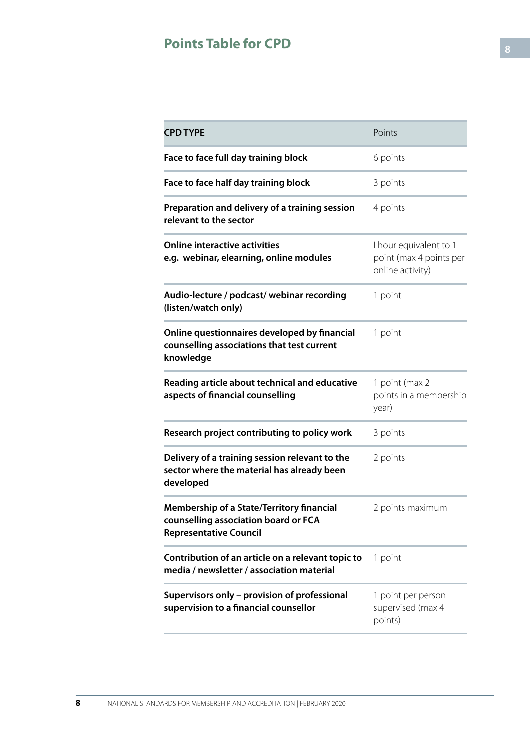## Points Table for CPD

| CPD TYPE | Points |
|---|---|
| **Face to face full day training block** | 6 points |
| **Face to face half day training block** | 3 points |
| **Preparation and delivery of a training session relevant to the sector** | 4 points |
| **Online interactive activities e.g. webinar, elearning, online modules** | I hour equivalent to 1 point (max 4 points per online activity) |
| **Audio-lecture / podcast/ webinar recording (listen/watch only)** | 1 point |
| **Online questionnaires developed by financial counselling associations that test current knowledge** | 1 point |
| **Reading article about technical and educative aspects of financial counselling** | 1 point (max 2 points in a membership year) |
| **Research project contributing to policy work** | 3 points |
| **Delivery of a training session relevant to the sector where the material has already been developed** | 2 points |
| **Membership of a State/Territory financial counselling association board or FCA Representative Council** | 2 points maximum |
| **Contribution of an article on a relevant topic to media / newsletter / association material** | 1 point |
| **Supervisors only – provision of professional supervision to a financial counsellor** | 1 point per person supervised (max 4 points) |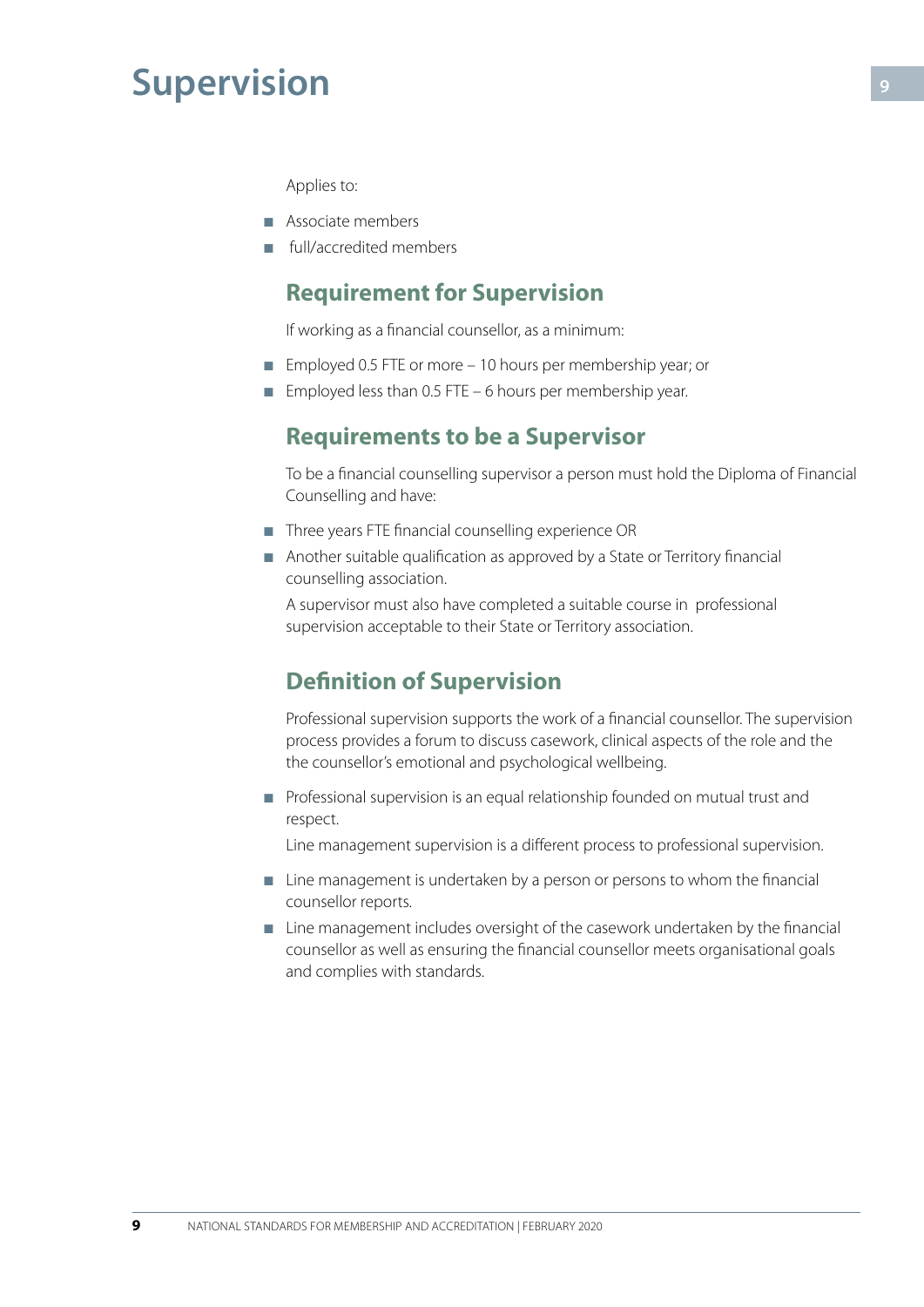# Supervision

Applies to:

- Associate members
- full/accredited members

## Requirement for Supervision

If working as a financial counsellor, as a minimum:

- Employed 0.5 FTE or more – 10 hours per membership year; or
- Employed less than 0.5 FTE – 6 hours per membership year.

## Requirements to be a Supervisor

To be a financial counselling supervisor a person must hold the Diploma of Financial Counselling and have:

- Three years FTE financial counselling experience OR
- Another suitable qualification as approved by a State or Territory financial counselling association.

  A supervisor must also have completed a suitable course in professional supervision acceptable to their State or Territory association.

## Definition of Supervision

Professional supervision supports the work of a financial counsellor. The supervision process provides a forum to discuss casework, clinical aspects of the role and the the counsellor's emotional and psychological wellbeing.

- Professional supervision is an equal relationship founded on mutual trust and respect.

  Line management supervision is a different process to professional supervision.

- Line management is undertaken by a person or persons to whom the financial counsellor reports.
- Line management includes oversight of the casework undertaken by the financial counsellor as well as ensuring the financial counsellor meets organisational goals and complies with standards.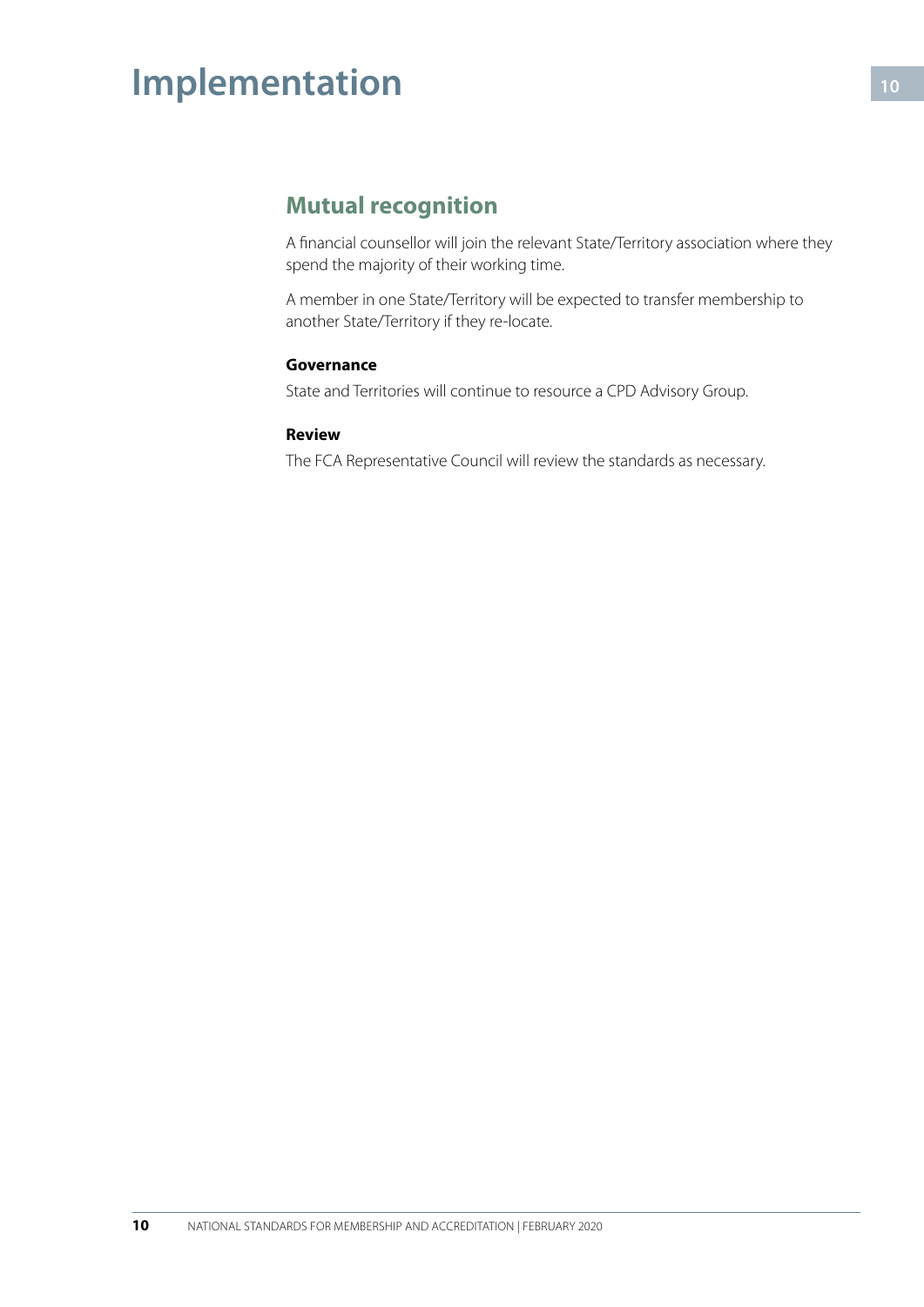# Implementation

## Mutual recognition

A financial counsellor will join the relevant State/Territory association where they spend the majority of their working time.

A member in one State/Territory will be expected to transfer membership to another State/Territory if they re-locate.

### Governance

State and Territories will continue to resource a CPD Advisory Group.

### Review

The FCA Representative Council will review the standards as necessary.